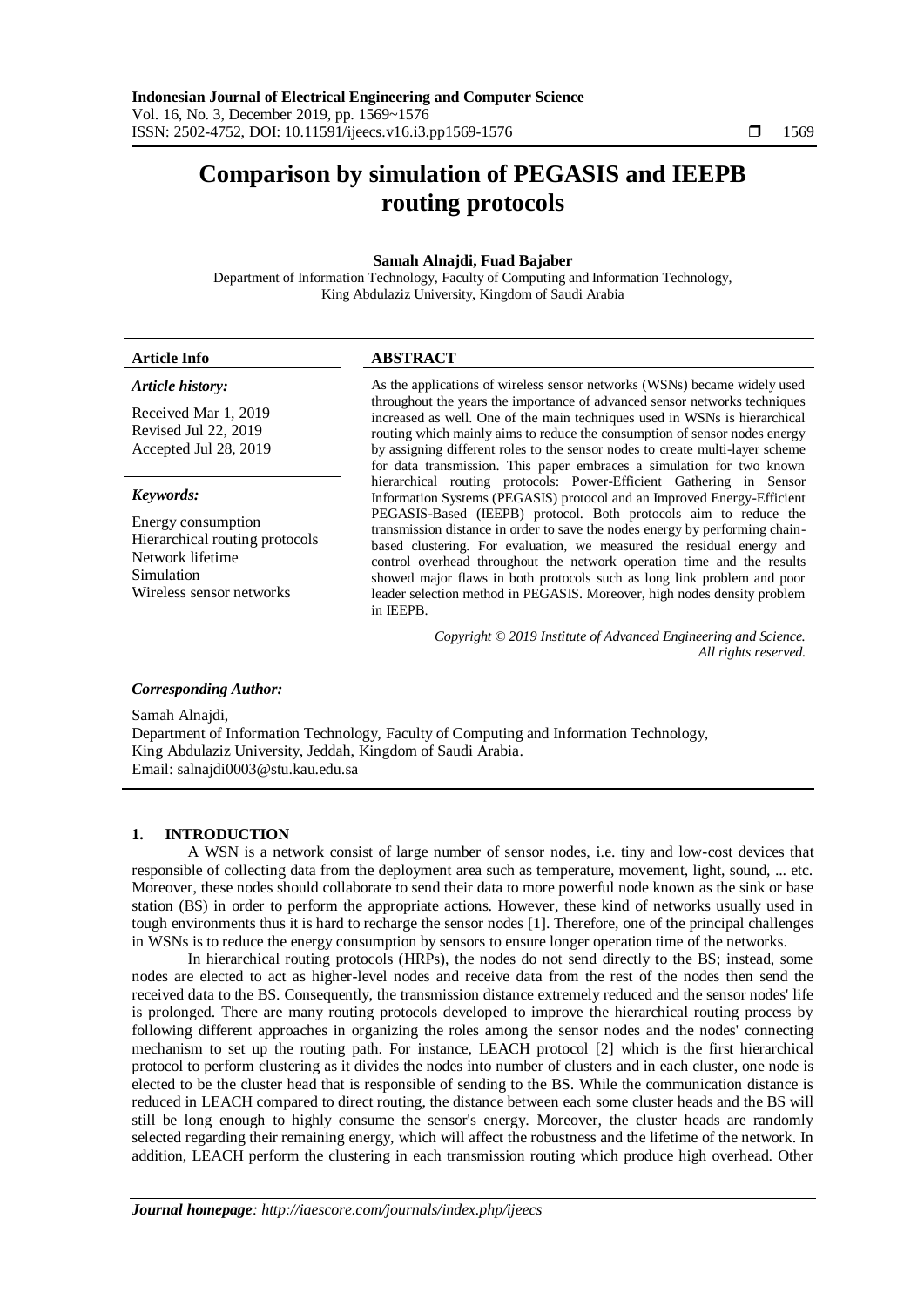# Comparison by simulation of PEGASIS and IEEPB routing protocols

**Samah Alnajdi, Fuad Bajaber**

Department of Information Technology, Faculty of Computing and Information Technology, King Abdulaziz University, Kingdom of Saudi Arabia

**Article Info**

***Article history:***

Received Mar 1, 2019
Revised Jul 22, 2019
Accepted Jul 28, 2019

***Keywords:***

Energy consumption
Hierarchical routing protocols
Network lifetime
Simulation
Wireless sensor networks

**ABSTRACT**

As the applications of wireless sensor networks (WSNs) became widely used throughout the years the importance of advanced sensor networks techniques increased as well. One of the main techniques used in WSNs is hierarchical routing which mainly aims to reduce the consumption of sensor nodes energy by assigning different roles to the sensor nodes to create multi-layer scheme for data transmission. This paper embraces a simulation for two known hierarchical routing protocols: Power-Efficient Gathering in Sensor Information Systems (PEGASIS) protocol and an Improved Energy-Efficient PEGASIS-Based (IEEPB) protocol. Both protocols aim to reduce the transmission distance in order to save the nodes energy by performing chain-based clustering. For evaluation, we measured the residual energy and control overhead throughout the network operation time and the results showed major flaws in both protocols such as long link problem and poor leader selection method in PEGASIS. Moreover, high nodes density problem in IEEPB.

*Copyright © 2019 Institute of Advanced Engineering and Science. All rights reserved.*

***Corresponding Author:***

Samah Alnajdi,
Department of Information Technology, Faculty of Computing and Information Technology,
King Abdulaziz University, Jeddah, Kingdom of Saudi Arabia.
Email: salnajdi0003@stu.kau.edu.sa

## 1. INTRODUCTION

A WSN is a network consist of large number of sensor nodes, i.e. tiny and low-cost devices that responsible of collecting data from the deployment area such as temperature, movement, light, sound, ... etc. Moreover, these nodes should collaborate to send their data to more powerful node known as the sink or base station (BS) in order to perform the appropriate actions. However, these kind of networks usually used in tough environments thus it is hard to recharge the sensor nodes [1]. Therefore, one of the principal challenges in WSNs is to reduce the energy consumption by sensors to ensure longer operation time of the networks.

In hierarchical routing protocols (HRPs), the nodes do not send directly to the BS; instead, some nodes are elected to act as higher-level nodes and receive data from the rest of the nodes then send the received data to the BS. Consequently, the transmission distance extremely reduced and the sensor nodes' life is prolonged. There are many routing protocols developed to improve the hierarchical routing process by following different approaches in organizing the roles among the sensor nodes and the nodes' connecting mechanism to set up the routing path. For instance, LEACH protocol [2] which is the first hierarchical protocol to perform clustering as it divides the nodes into number of clusters and in each cluster, one node is elected to be the cluster head that is responsible of sending to the BS. While the communication distance is reduced in LEACH compared to direct routing, the distance between each some cluster heads and the BS will still be long enough to highly consume the sensor's energy. Moreover, the cluster heads are randomly selected regarding their remaining energy, which will affect the robustness and the lifetime of the network. In addition, LEACH perform the clustering in each transmission routing which produce high overhead. Other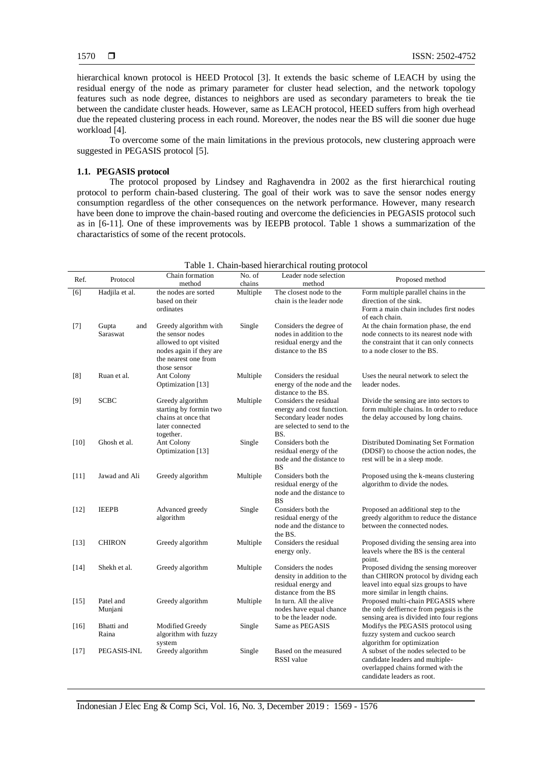hierarchical known protocol is HEED Protocol [3]. It extends the basic scheme of LEACH by using the residual energy of the node as primary parameter for cluster head selection, and the network topology features such as node degree, distances to neighbors are used as secondary parameters to break the tie between the candidate cluster heads. However, same as LEACH protocol, HEED suffers from high overhead due the repeated clustering process in each round. Moreover, the nodes near the BS will die sooner due huge workload [4].

To overcome some of the main limitations in the previous protocols, new clustering approach were suggested in PEGASIS protocol [5].

### 1.1. PEGASIS protocol

The protocol proposed by Lindsey and Raghavendra in 2002 as the first hierarchical routing protocol to perform chain-based clustering. The goal of their work was to save the sensor nodes energy consumption regardless of the other consequences on the network performance. However, many research have been done to improve the chain-based routing and overcome the deficiencies in PEGASIS protocol such as in [6-11]. One of these improvements was by IEEPB protocol. Table 1 shows a summarization of the charactaristics of some of the recent protocols.

Table 1. Chain-based hierarchical routing protocol

| Ref. | Protocol | Chain formation method | No. of chains | Leader node selection method | Proposed method |
|---|---|---|---|---|---|
| [6] | Hadjila et al. | the nodes are sorted based on their ordinates | Multiple | The closest node to the chain is the leader node | Form multiple parallel chains in the direction of the sink. Form a main chain includes first nodes of each chain. |
| [7] | Gupta and Saraswat | Greedy algorithm with the sensor nodes allowed to opt visited nodes again if they are the nearest one from those sensor | Single | Considers the degree of nodes in addition to the residual energy and the distance to the BS | At the chain formation phase, the end node connects to its nearest node with the constraint that it can only connects to a node closer to the BS. |
| [8] | Ruan et al. | Ant Colony Optimization [13] | Multiple | Considers the residual energy of the node and the distance to the BS. | Uses the neural network to select the leader nodes. |
| [9] | SCBC | Greedy algorithm starting by formin two chains at once that later connected together. | Multiple | Considers the residual energy and cost function. Secondary leader nodes are selected to send to the BS. | Divide the sensing are into sectors to form multiple chains. In order to reduce the delay accoused by long chains. |
| [10] | Ghosh et al. | Ant Colony Optimization [13] | Single | Considers both the residual energy of the node and the distance to BS | Distributed Dominating Set Formation (DDSF) to choose the action nodes, the rest will be in a sleep mode. |
| [11] | Jawad and Ali | Greedy algorithm | Multiple | Considers both the residual energy of the node and the distance to BS | Proposed using the k-means clustering algorithm to divide the nodes. |
| [12] | IEEPB | Advanced greedy algorithm | Single | Considers both the residual energy of the node and the distance to the BS. | Proposed an additional step to the greedy algorithm to reduce the distance between the connected nodes. |
| [13] | CHIRON | Greedy algorithm | Multiple | Considers the residual energy only. | Proposed dividing the sensing area into leavels where the BS is the centeral point. |
| [14] | Shekh et al. | Greedy algorithm | Multiple | Considers the nodes density in addition to the residual energy and distance from the BS | Proposed dividng the sensing moreover than CHIRON protocol by dividng each leavel into equal sizs groups to have more similar in length chains. |
| [15] | Patel and Munjani | Greedy algorithm | Multiple | In turn. All the alive nodes have equal chance to be the leader node. | Proposed multi-chain PEGASIS where the only deffiernce from pegasis is the sensing area is divided into four regions |
| [16] | Bhatti and Raina | Modified Greedy algorithm with fuzzy system | Single | Same as PEGASIS | Modifys the PEGASIS protocol using fuzzy system and cuckoo search algorithm for optimization |
| [17] | PEGASIS-INL | Greedy algorithm | Single | Based on the measured RSSI value | A subset of the nodes selected to be candidate leaders and multiple-overlapped chains formed with the candidate leaders as root. |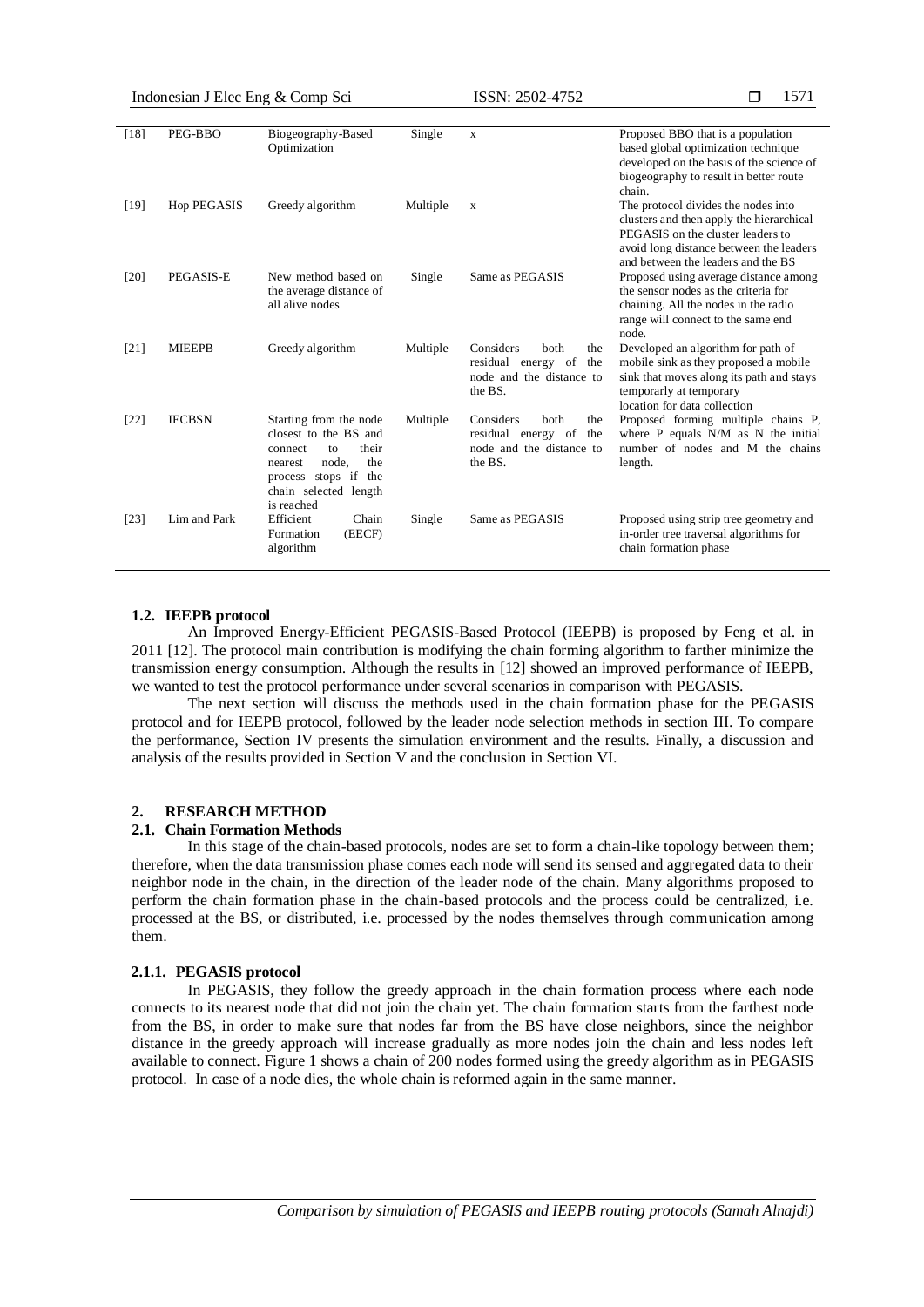| | | | | | |
|---|---|---|---|---|---|
| [18] | PEG-BBO | Biogeography-Based Optimization | Single | x | Proposed BBO that is a population based global optimization technique developed on the basis of the science of biogeography to result in better route chain. |
| [19] | Hop PEGASIS | Greedy algorithm | Multiple | x | The protocol divides the nodes into clusters and then apply the hierarchical PEGASIS on the cluster leaders to avoid long distance between the leaders and between the leaders and the BS |
| [20] | PEGASIS-E | New method based on the average distance of all alive nodes | Single | Same as PEGASIS | Proposed using average distance among the sensor nodes as the criteria for chaining. All the nodes in the radio range will connect to the same end node. |
| [21] | MIEEPB | Greedy algorithm | Multiple | Considers both the residual energy of the node and the distance to the BS. | Developed an algorithm for path of mobile sink as they proposed a mobile sink that moves along its path and stays temporarly at temporary location for data collection |
| [22] | IECBSN | Starting from the node closest to the BS and connect to their nearest node, the process stops if the chain selected length is reached | Multiple | Considers both the residual energy of the node and the distance to the BS. | Proposed forming multiple chains P, where P equals N/M as N the initial number of nodes and M the chains length. |
| [23] | Lim and Park | Efficient Chain Formation (EECF) algorithm | Single | Same as PEGASIS | Proposed using strip tree geometry and in-order tree traversal algorithms for chain formation phase |

### 1.2. IEEPB protocol

An Improved Energy-Efficient PEGASIS-Based Protocol (IEEPB) is proposed by Feng et al. in 2011 [12]. The protocol main contribution is modifying the chain forming algorithm to farther minimize the transmission energy consumption. Although the results in [12] showed an improved performance of IEEPB, we wanted to test the protocol performance under several scenarios in comparison with PEGASIS.

The next section will discuss the methods used in the chain formation phase for the PEGASIS protocol and for IEEPB protocol, followed by the leader node selection methods in section III. To compare the performance, Section IV presents the simulation environment and the results. Finally, a discussion and analysis of the results provided in Section V and the conclusion in Section VI.

## 2. RESEARCH METHOD

### 2.1. Chain Formation Methods

In this stage of the chain-based protocols, nodes are set to form a chain-like topology between them; therefore, when the data transmission phase comes each node will send its sensed and aggregated data to their neighbor node in the chain, in the direction of the leader node of the chain. Many algorithms proposed to perform the chain formation phase in the chain-based protocols and the process could be centralized, i.e. processed at the BS, or distributed, i.e. processed by the nodes themselves through communication among them.

#### 2.1.1. PEGASIS protocol

In PEGASIS, they follow the greedy approach in the chain formation process where each node connects to its nearest node that did not join the chain yet. The chain formation starts from the farthest node from the BS, in order to make sure that nodes far from the BS have close neighbors, since the neighbor distance in the greedy approach will increase gradually as more nodes join the chain and less nodes left available to connect. Figure 1 shows a chain of 200 nodes formed using the greedy algorithm as in PEGASIS protocol. In case of a node dies, the whole chain is reformed again in the same manner.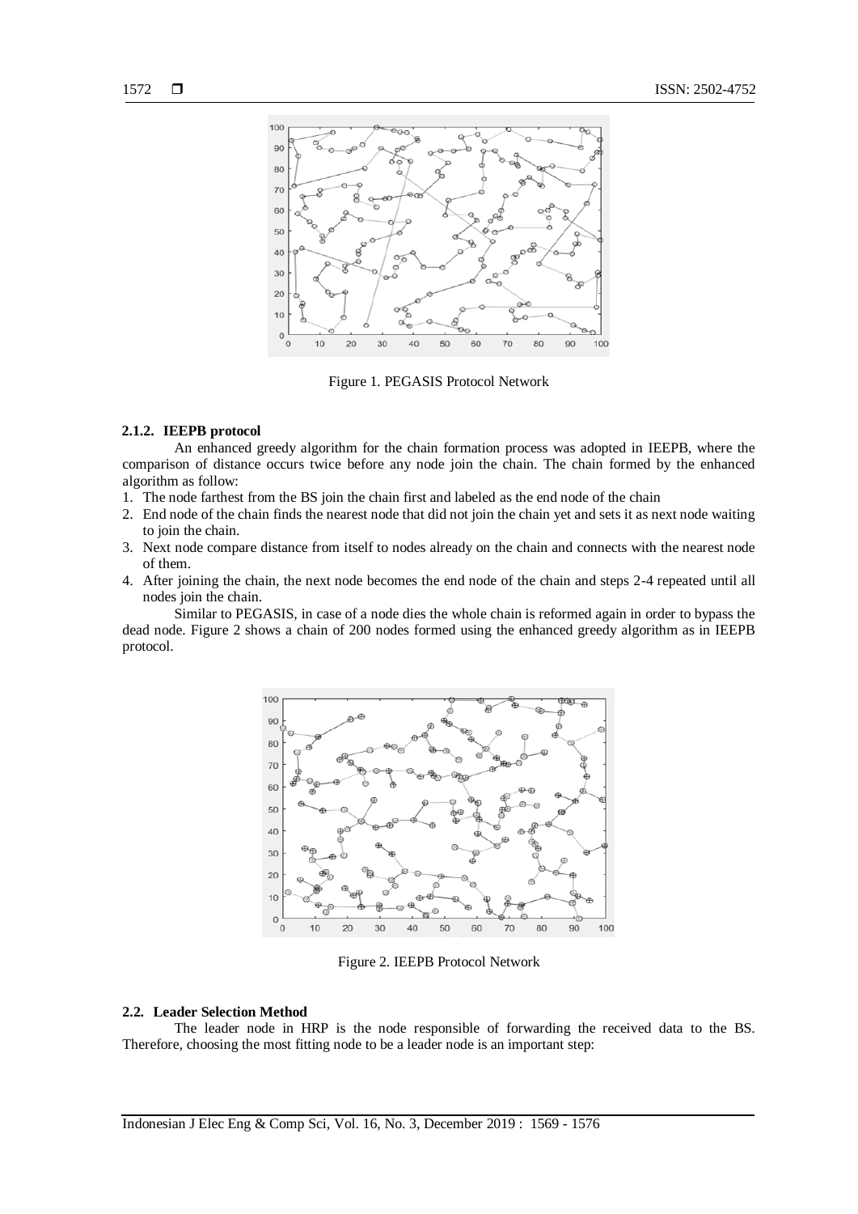Figure 1. PEGASIS Protocol Network

#### 2.1.2. IEEPB protocol

An enhanced greedy algorithm for the chain formation process was adopted in IEEPB, where the comparison of distance occurs twice before any node join the chain. The chain formed by the enhanced algorithm as follow:

1. The node farthest from the BS join the chain first and labeled as the end node of the chain
2. End node of the chain finds the nearest node that did not join the chain yet and sets it as next node waiting to join the chain.
3. Next node compare distance from itself to nodes already on the chain and connects with the nearest node of them.
4. After joining the chain, the next node becomes the end node of the chain and steps 2-4 repeated until all nodes join the chain.

Similar to PEGASIS, in case of a node dies the whole chain is reformed again in order to bypass the dead node. Figure 2 shows a chain of 200 nodes formed using the enhanced greedy algorithm as in IEEPB protocol.

Figure 2. IEEPB Protocol Network

### 2.2. Leader Selection Method

The leader node in HRP is the node responsible of forwarding the received data to the BS. Therefore, choosing the most fitting node to be a leader node is an important step: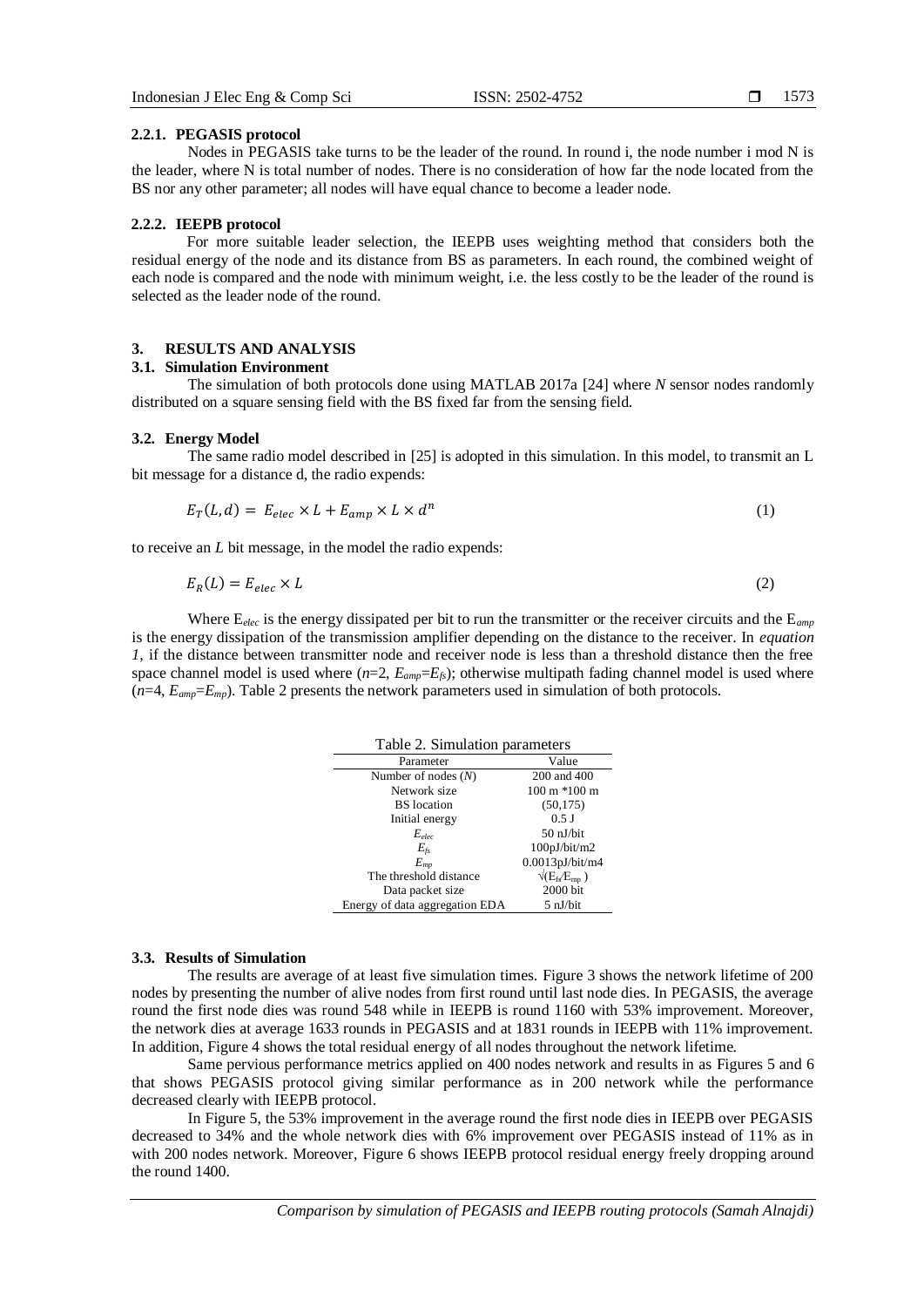#### 2.2.1. PEGASIS protocol

Nodes in PEGASIS take turns to be the leader of the round. In round i, the node number i mod N is the leader, where N is total number of nodes. There is no consideration of how far the node located from the BS nor any other parameter; all nodes will have equal chance to become a leader node.

#### 2.2.2. IEEPB protocol

For more suitable leader selection, the IEEPB uses weighting method that considers both the residual energy of the node and its distance from BS as parameters. In each round, the combined weight of each node is compared and the node with minimum weight, i.e. the less costly to be the leader of the round is selected as the leader node of the round.

## 3. RESULTS AND ANALYSIS

### 3.1. Simulation Environment

The simulation of both protocols done using MATLAB 2017a [24] where *N* sensor nodes randomly distributed on a square sensing field with the BS fixed far from the sensing field.

### 3.2. Energy Model

The same radio model described in [25] is adopted in this simulation. In this model, to transmit an L bit message for a distance d, the radio expends:

$$E_T(L,d) = E_{elec} \times L + E_{amp} \times L \times d^n \tag{1}$$

to receive an *L* bit message, in the model the radio expends:

$$E_R(L) = E_{elec} \times L \tag{2}$$

Where $E_{elec}$ is the energy dissipated per bit to run the transmitter or the receiver circuits and the $E_{amp}$ is the energy dissipation of the transmission amplifier depending on the distance to the receiver. In *equation 1*, if the distance between transmitter node and receiver node is less than a threshold distance then the free space channel model is used where ($n$=2, $E_{amp}$=$E_{fs}$); otherwise multipath fading channel model is used where ($n$=4, $E_{amp}$=$E_{mp}$). Table 2 presents the network parameters used in simulation of both protocols.

Table 2. Simulation parameters

| Parameter | Value |
|---|---|
| Number of nodes ($N$) | 200 and 400 |
| Network size | 100 m *100 m |
| BS location | (50,175) |
| Initial energy | 0.5 J |
| $E_{elec}$ | 50 nJ/bit |
| $E_{fs}$ | 100pJ/bit/m2 |
| $E_{mp}$ | 0.0013pJ/bit/m4 |
| The threshold distance | $\sqrt{(E_{fs}/E_{mp})}$ |
| Data packet size | 2000 bit |
| Energy of data aggregation EDA | 5 nJ/bit |

### 3.3. Results of Simulation

The results are average of at least five simulation times. Figure 3 shows the network lifetime of 200 nodes by presenting the number of alive nodes from first round until last node dies. In PEGASIS, the average round the first node dies was round 548 while in IEEPB is round 1160 with 53% improvement. Moreover, the network dies at average 1633 rounds in PEGASIS and at 1831 rounds in IEEPB with 11% improvement. In addition, Figure 4 shows the total residual energy of all nodes throughout the network lifetime.

Same pervious performance metrics applied on 400 nodes network and results in as Figures 5 and 6 that shows PEGASIS protocol giving similar performance as in 200 network while the performance decreased clearly with IEEPB protocol.

In Figure 5, the 53% improvement in the average round the first node dies in IEEPB over PEGASIS decreased to 34% and the whole network dies with 6% improvement over PEGASIS instead of 11% as in with 200 nodes network. Moreover, Figure 6 shows IEEPB protocol residual energy freely dropping around the round 1400.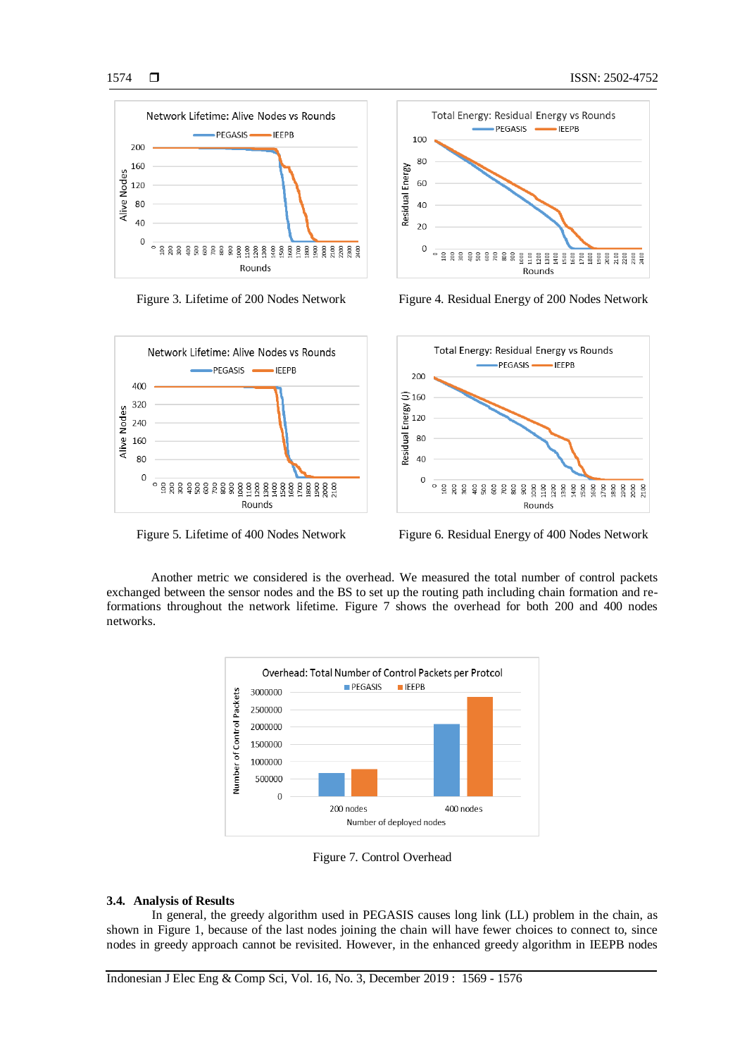Figure 3. Lifetime of 200 Nodes Network

Figure 4. Residual Energy of 200 Nodes Network

Figure 5. Lifetime of 400 Nodes Network

Figure 6. Residual Energy of 400 Nodes Network

Another metric we considered is the overhead. We measured the total number of control packets exchanged between the sensor nodes and the BS to set up the routing path including chain formation and re-formations throughout the network lifetime. Figure 7 shows the overhead for both 200 and 400 nodes networks.

Figure 7. Control Overhead

### 3.4. Analysis of Results

In general, the greedy algorithm used in PEGASIS causes long link (LL) problem in the chain, as shown in Figure 1, because of the last nodes joining the chain will have fewer choices to connect to, since nodes in greedy approach cannot be revisited. However, in the enhanced greedy algorithm in IEEPB nodes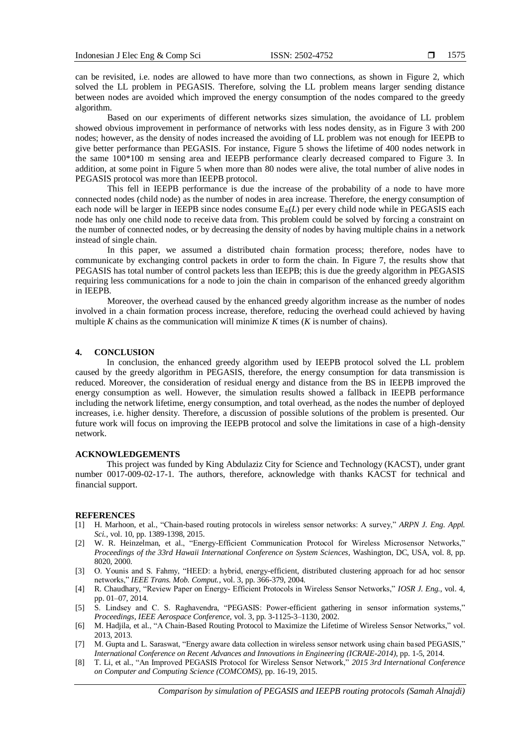can be revisited, i.e. nodes are allowed to have more than two connections, as shown in Figure 2, which solved the LL problem in PEGASIS. Therefore, solving the LL problem means larger sending distance between nodes are avoided which improved the energy consumption of the nodes compared to the greedy algorithm.

Based on our experiments of different networks sizes simulation, the avoidance of LL problem showed obvious improvement in performance of networks with less nodes density, as in Figure 3 with 200 nodes; however, as the density of nodes increased the avoiding of LL problem was not enough for IEEPB to give better performance than PEGASIS. For instance, Figure 5 shows the lifetime of 400 nodes network in the same 100*100 m sensing area and IEEPB performance clearly decreased compared to Figure 3. In addition, at some point in Figure 5 when more than 80 nodes were alive, the total number of alive nodes in PEGASIS protocol was more than IEEPB protocol.

This fell in IEEPB performance is due the increase of the probability of a node to have more connected nodes (child node) as the number of nodes in area increase. Therefore, the energy consumption of each node will be larger in IEEPB since nodes consume $E_R(L)$ per every child node while in PEGASIS each node has only one child node to receive data from. This problem could be solved by forcing a constraint on the number of connected nodes, or by decreasing the density of nodes by having multiple chains in a network instead of single chain.

In this paper, we assumed a distributed chain formation process; therefore, nodes have to communicate by exchanging control packets in order to form the chain. In Figure 7, the results show that PEGASIS has total number of control packets less than IEEPB; this is due the greedy algorithm in PEGASIS requiring less communications for a node to join the chain in comparison of the enhanced greedy algorithm in IEEPB.

Moreover, the overhead caused by the enhanced greedy algorithm increase as the number of nodes involved in a chain formation process increase, therefore, reducing the overhead could achieved by having multiple $K$ chains as the communication will minimize $K$ times ($K$ is number of chains).

## 4. CONCLUSION

In conclusion, the enhanced greedy algorithm used by IEEPB protocol solved the LL problem caused by the greedy algorithm in PEGASIS, therefore, the energy consumption for data transmission is reduced. Moreover, the consideration of residual energy and distance from the BS in IEEPB improved the energy consumption as well. However, the simulation results showed a fallback in IEEPB performance including the network lifetime, energy consumption, and total overhead, as the nodes the number of deployed increases, i.e. higher density. Therefore, a discussion of possible solutions of the problem is presented. Our future work will focus on improving the IEEPB protocol and solve the limitations in case of a high-density network.

## ACKNOWLEDGEMENTS

This project was funded by King Abdulaziz City for Science and Technology (KACST), under grant number 0017-009-02-17-1. The authors, therefore, acknowledge with thanks KACST for technical and financial support.

## REFERENCES

[1] H. Marhoon, et al., "Chain-based routing protocols in wireless sensor networks: A survey," *ARPN J. Eng. Appl. Sci.*, vol. 10, pp. 1389-1398, 2015.

[2] W. R. Heinzelman, et al., "Energy-Efficient Communication Protocol for Wireless Microsensor Networks," *Proceedings of the 33rd Hawaii International Conference on System Sciences*, Washington, DC, USA, vol. 8, pp. 8020, 2000.

[3] O. Younis and S. Fahmy, "HEED: a hybrid, energy-efficient, distributed clustering approach for ad hoc sensor networks," *IEEE Trans. Mob. Comput.*, vol. 3, pp. 366-379, 2004.

[4] R. Chaudhary, "Review Paper on Energy- Efficient Protocols in Wireless Sensor Networks," *IOSR J. Eng.*, vol. 4, pp. 01–07, 2014.

[5] S. Lindsey and C. S. Raghavendra, "PEGASIS: Power-efficient gathering in sensor information systems," *Proceedings, IEEE Aerospace Conference*, vol. 3, pp. 3-1125-3–1130, 2002.

[6] M. Hadjila, et al., "A Chain-Based Routing Protocol to Maximize the Lifetime of Wireless Sensor Networks," vol. 2013, 2013.

[7] M. Gupta and L. Saraswat, "Energy aware data collection in wireless sensor network using chain based PEGASIS," *International Conference on Recent Advances and Innovations in Engineering (ICRAIE-2014)*, pp. 1-5, 2014.

[8] T. Li, et al., "An Improved PEGASIS Protocol for Wireless Sensor Network," *2015 3rd International Conference on Computer and Computing Science (COMCOMS)*, pp. 16-19, 2015.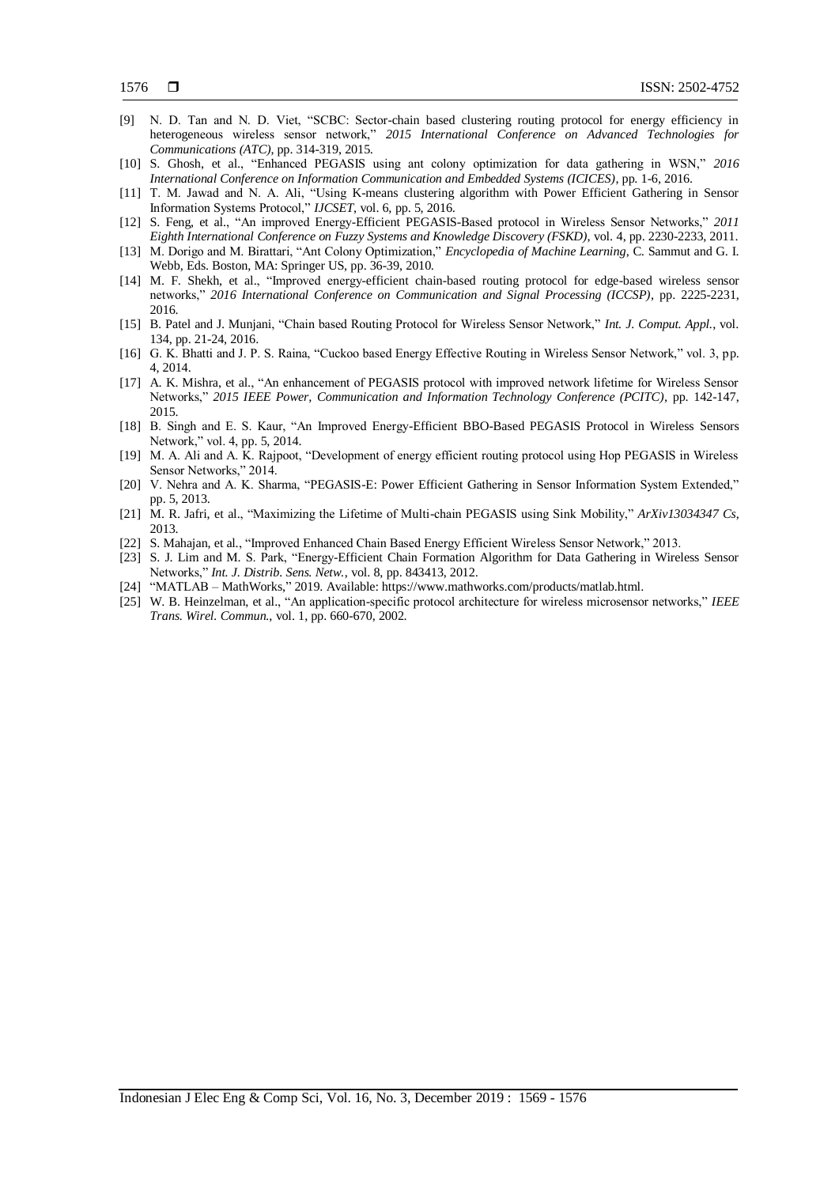[9] N. D. Tan and N. D. Viet, "SCBC: Sector-chain based clustering routing protocol for energy efficiency in heterogeneous wireless sensor network," *2015 International Conference on Advanced Technologies for Communications (ATC)*, pp. 314-319, 2015.

[10] S. Ghosh, et al., "Enhanced PEGASIS using ant colony optimization for data gathering in WSN," *2016 International Conference on Information Communication and Embedded Systems (ICICES)*, pp. 1-6, 2016.

[11] T. M. Jawad and N. A. Ali, "Using K-means clustering algorithm with Power Efficient Gathering in Sensor Information Systems Protocol," *IJCSET*, vol. 6, pp. 5, 2016.

[12] S. Feng, et al., "An improved Energy-Efficient PEGASIS-Based protocol in Wireless Sensor Networks," *2011 Eighth International Conference on Fuzzy Systems and Knowledge Discovery (FSKD)*, vol. 4, pp. 2230-2233, 2011.

[13] M. Dorigo and M. Birattari, "Ant Colony Optimization," *Encyclopedia of Machine Learning*, C. Sammut and G. I. Webb, Eds. Boston, MA: Springer US, pp. 36-39, 2010.

[14] M. F. Shekh, et al., "Improved energy-efficient chain-based routing protocol for edge-based wireless sensor networks," *2016 International Conference on Communication and Signal Processing (ICCSP)*, pp. 2225-2231, 2016.

[15] B. Patel and J. Munjani, "Chain based Routing Protocol for Wireless Sensor Network," *Int. J. Comput. Appl.*, vol. 134, pp. 21-24, 2016.

[16] G. K. Bhatti and J. P. S. Raina, "Cuckoo based Energy Effective Routing in Wireless Sensor Network," vol. 3, pp. 4, 2014.

[17] A. K. Mishra, et al., "An enhancement of PEGASIS protocol with improved network lifetime for Wireless Sensor Networks," *2015 IEEE Power, Communication and Information Technology Conference (PCITC)*, pp. 142-147, 2015.

[18] B. Singh and E. S. Kaur, "An Improved Energy-Efficient BBO-Based PEGASIS Protocol in Wireless Sensors Network," vol. 4, pp. 5, 2014.

[19] M. A. Ali and A. K. Rajpoot, "Development of energy efficient routing protocol using Hop PEGASIS in Wireless Sensor Networks," 2014.

[20] V. Nehra and A. K. Sharma, "PEGASIS-E: Power Efficient Gathering in Sensor Information System Extended," pp. 5, 2013.

[21] M. R. Jafri, et al., "Maximizing the Lifetime of Multi-chain PEGASIS using Sink Mobility," *ArXiv13034347 Cs*, 2013.

[22] S. Mahajan, et al., "Improved Enhanced Chain Based Energy Efficient Wireless Sensor Network," 2013.

[23] S. J. Lim and M. S. Park, "Energy-Efficient Chain Formation Algorithm for Data Gathering in Wireless Sensor Networks," *Int. J. Distrib. Sens. Netw.*, vol. 8, pp. 843413, 2012.

[24] "MATLAB – MathWorks," 2019. Available: https://www.mathworks.com/products/matlab.html.

[25] W. B. Heinzelman, et al., "An application-specific protocol architecture for wireless microsensor networks," *IEEE Trans. Wirel. Commun.*, vol. 1, pp. 660-670, 2002.